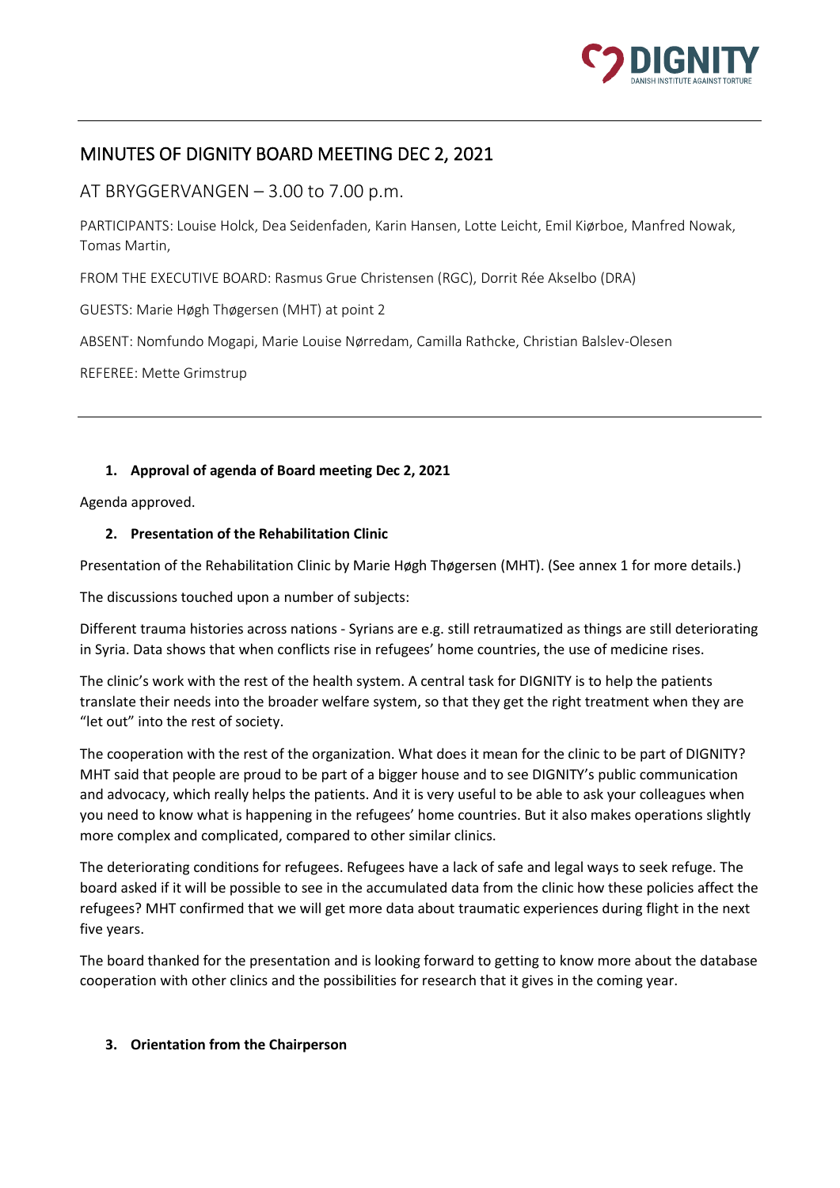# MINUTES OF DIGNITY BOARD MEETING DEC 2, 2021

## AT BRYGGERVANGEN – 3.00 to 7.00 p.m.

PARTICIPANTS: Louise Holck, Dea Seidenfaden, Karin Hansen, Lotte Leicht, Emil Kiørboe, Manfred Nowak, Tomas Martin,

FROM THE EXECUTIVE BOARD: Rasmus Grue Christensen (RGC), Dorrit Rée Akselbo (DRA)

GUESTS: Marie Høgh Thøgersen (MHT) at point 2

ABSENT: Nomfundo Mogapi, Marie Louise Nørredam, Camilla Rathcke, Christian Balslev-Olesen

REFEREE: Mette Grimstrup

---

1. **Approval of agenda of Board meeting Dec 2, 2021**

Agenda approved.

2. **Presentation of the Rehabilitation Clinic**

Presentation of the Rehabilitation Clinic by Marie Høgh Thøgersen (MHT). (See annex 1 for more details.)

The discussions touched upon a number of subjects:

Different trauma histories across nations - Syrians are e.g. still retraumatized as things are still deteriorating in Syria. Data shows that when conflicts rise in refugees' home countries, the use of medicine rises.

The clinic's work with the rest of the health system. A central task for DIGNITY is to help the patients translate their needs into the broader welfare system, so that they get the right treatment when they are "let out" into the rest of society.

The cooperation with the rest of the organization. What does it mean for the clinic to be part of DIGNITY? MHT said that people are proud to be part of a bigger house and to see DIGNITY's public communication and advocacy, which really helps the patients. And it is very useful to be able to ask your colleagues when you need to know what is happening in the refugees' home countries. But it also makes operations slightly more complex and complicated, compared to other similar clinics.

The deteriorating conditions for refugees. Refugees have a lack of safe and legal ways to seek refuge. The board asked if it will be possible to see in the accumulated data from the clinic how these policies affect the refugees? MHT confirmed that we will get more data about traumatic experiences during flight in the next five years.

The board thanked for the presentation and is looking forward to getting to know more about the database cooperation with other clinics and the possibilities for research that it gives in the coming year.

3. **Orientation from the Chairperson**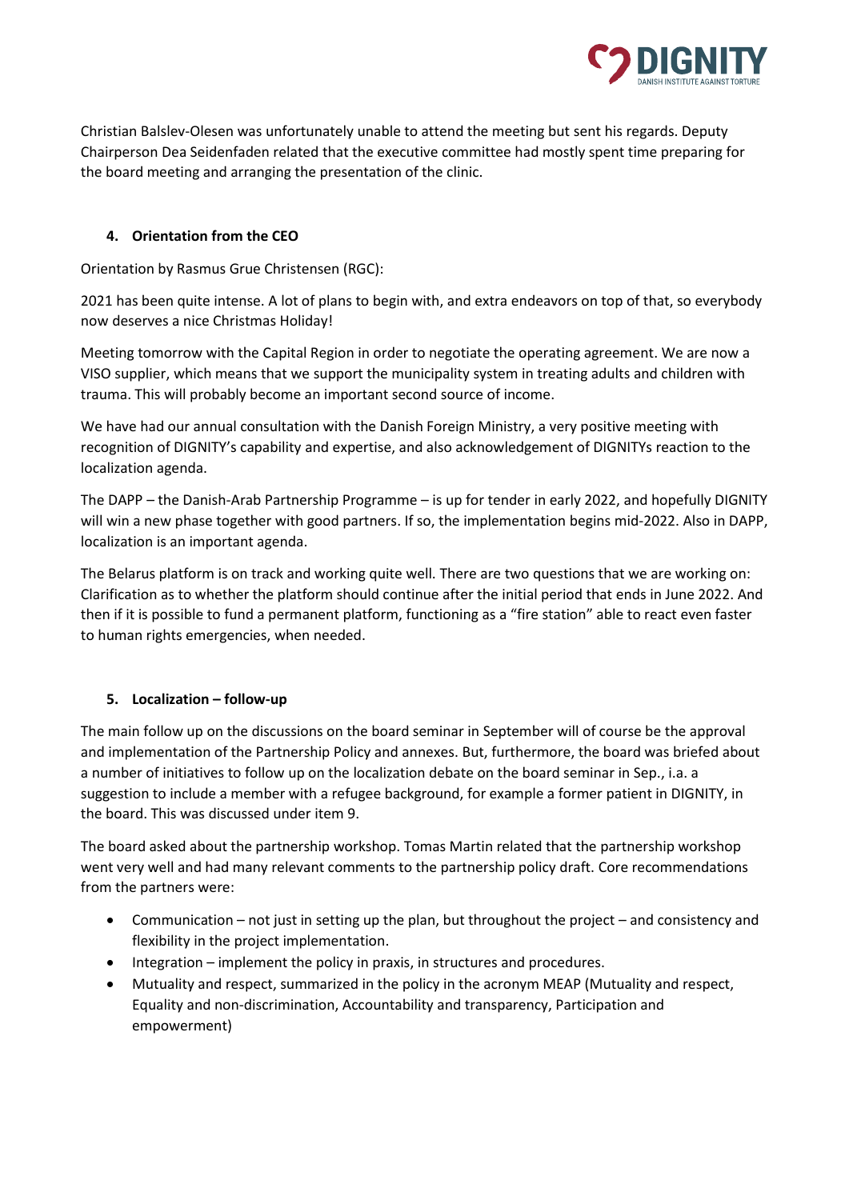Christian Balslev-Olesen was unfortunately unable to attend the meeting but sent his regards. Deputy Chairperson Dea Seidenfaden related that the executive committee had mostly spent time preparing for the board meeting and arranging the presentation of the clinic.

## 4. Orientation from the CEO

Orientation by Rasmus Grue Christensen (RGC):

2021 has been quite intense. A lot of plans to begin with, and extra endeavors on top of that, so everybody now deserves a nice Christmas Holiday!

Meeting tomorrow with the Capital Region in order to negotiate the operating agreement. We are now a VISO supplier, which means that we support the municipality system in treating adults and children with trauma. This will probably become an important second source of income.

We have had our annual consultation with the Danish Foreign Ministry, a very positive meeting with recognition of DIGNITY's capability and expertise, and also acknowledgement of DIGNITYs reaction to the localization agenda.

The DAPP – the Danish-Arab Partnership Programme – is up for tender in early 2022, and hopefully DIGNITY will win a new phase together with good partners. If so, the implementation begins mid-2022. Also in DAPP, localization is an important agenda.

The Belarus platform is on track and working quite well. There are two questions that we are working on: Clarification as to whether the platform should continue after the initial period that ends in June 2022. And then if it is possible to fund a permanent platform, functioning as a "fire station" able to react even faster to human rights emergencies, when needed.

## 5. Localization – follow-up

The main follow up on the discussions on the board seminar in September will of course be the approval and implementation of the Partnership Policy and annexes. But, furthermore, the board was briefed about a number of initiatives to follow up on the localization debate on the board seminar in Sep., i.a. a suggestion to include a member with a refugee background, for example a former patient in DIGNITY, in the board. This was discussed under item 9.

The board asked about the partnership workshop. Tomas Martin related that the partnership workshop went very well and had many relevant comments to the partnership policy draft. Core recommendations from the partners were:

- Communication – not just in setting up the plan, but throughout the project – and consistency and flexibility in the project implementation.
- Integration – implement the policy in praxis, in structures and procedures.
- Mutuality and respect, summarized in the policy in the acronym MEAP (Mutuality and respect, Equality and non-discrimination, Accountability and transparency, Participation and empowerment)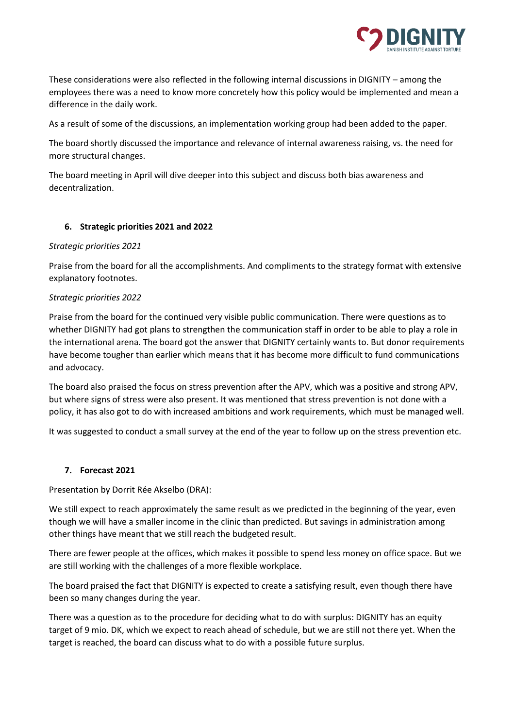These considerations were also reflected in the following internal discussions in DIGNITY – among the employees there was a need to know more concretely how this policy would be implemented and mean a difference in the daily work.

As a result of some of the discussions, an implementation working group had been added to the paper.

The board shortly discussed the importance and relevance of internal awareness raising, vs. the need for more structural changes.

The board meeting in April will dive deeper into this subject and discuss both bias awareness and decentralization.

## 6. Strategic priorities 2021 and 2022

*Strategic priorities 2021*

Praise from the board for all the accomplishments. And compliments to the strategy format with extensive explanatory footnotes.

*Strategic priorities 2022*

Praise from the board for the continued very visible public communication. There were questions as to whether DIGNITY had got plans to strengthen the communication staff in order to be able to play a role in the international arena. The board got the answer that DIGNITY certainly wants to. But donor requirements have become tougher than earlier which means that it has become more difficult to fund communications and advocacy.

The board also praised the focus on stress prevention after the APV, which was a positive and strong APV, but where signs of stress were also present. It was mentioned that stress prevention is not done with a policy, it has also got to do with increased ambitions and work requirements, which must be managed well.

It was suggested to conduct a small survey at the end of the year to follow up on the stress prevention etc.

## 7. Forecast 2021

Presentation by Dorrit Rée Akselbo (DRA):

We still expect to reach approximately the same result as we predicted in the beginning of the year, even though we will have a smaller income in the clinic than predicted. But savings in administration among other things have meant that we still reach the budgeted result.

There are fewer people at the offices, which makes it possible to spend less money on office space. But we are still working with the challenges of a more flexible workplace.

The board praised the fact that DIGNITY is expected to create a satisfying result, even though there have been so many changes during the year.

There was a question as to the procedure for deciding what to do with surplus: DIGNITY has an equity target of 9 mio. DK, which we expect to reach ahead of schedule, but we are still not there yet. When the target is reached, the board can discuss what to do with a possible future surplus.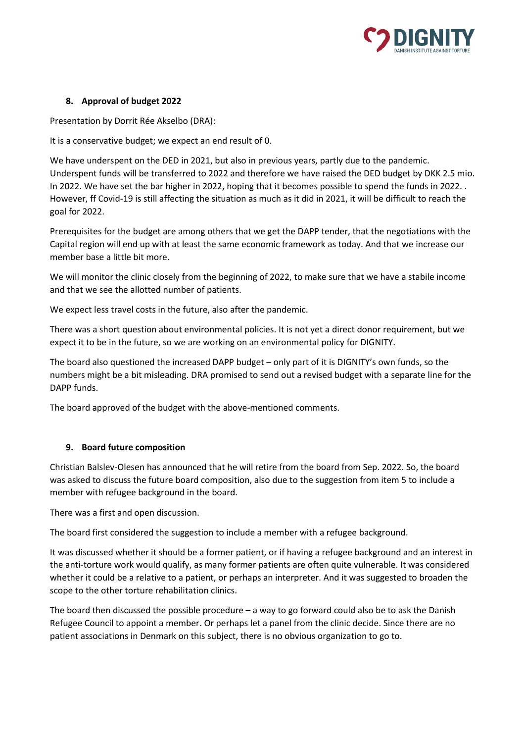**8. Approval of budget 2022**

Presentation by Dorrit Rée Akselbo (DRA):

It is a conservative budget; we expect an end result of 0.

We have underspent on the DED in 2021, but also in previous years, partly due to the pandemic. Underspent funds will be transferred to 2022 and therefore we have raised the DED budget by DKK 2.5 mio. In 2022. We have set the bar higher in 2022, hoping that it becomes possible to spend the funds in 2022. . However, ff Covid-19 is still affecting the situation as much as it did in 2021, it will be difficult to reach the goal for 2022.

Prerequisites for the budget are among others that we get the DAPP tender, that the negotiations with the Capital region will end up with at least the same economic framework as today. And that we increase our member base a little bit more.

We will monitor the clinic closely from the beginning of 2022, to make sure that we have a stabile income and that we see the allotted number of patients.

We expect less travel costs in the future, also after the pandemic.

There was a short question about environmental policies. It is not yet a direct donor requirement, but we expect it to be in the future, so we are working on an environmental policy for DIGNITY.

The board also questioned the increased DAPP budget – only part of it is DIGNITY's own funds, so the numbers might be a bit misleading. DRA promised to send out a revised budget with a separate line for the DAPP funds.

The board approved of the budget with the above-mentioned comments.

**9. Board future composition**

Christian Balslev-Olesen has announced that he will retire from the board from Sep. 2022. So, the board was asked to discuss the future board composition, also due to the suggestion from item 5 to include a member with refugee background in the board.

There was a first and open discussion.

The board first considered the suggestion to include a member with a refugee background.

It was discussed whether it should be a former patient, or if having a refugee background and an interest in the anti-torture work would qualify, as many former patients are often quite vulnerable. It was considered whether it could be a relative to a patient, or perhaps an interpreter. And it was suggested to broaden the scope to the other torture rehabilitation clinics.

The board then discussed the possible procedure – a way to go forward could also be to ask the Danish Refugee Council to appoint a member. Or perhaps let a panel from the clinic decide. Since there are no patient associations in Denmark on this subject, there is no obvious organization to go to.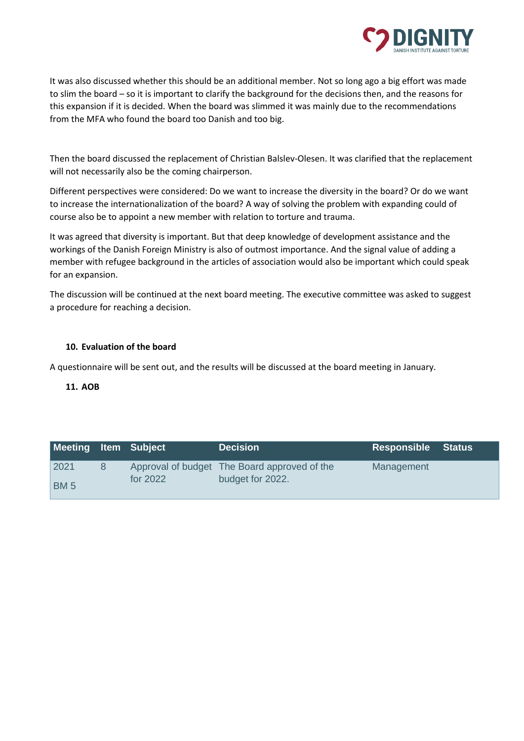It was also discussed whether this should be an additional member. Not so long ago a big effort was made to slim the board – so it is important to clarify the background for the decisions then, and the reasons for this expansion if it is decided. When the board was slimmed it was mainly due to the recommendations from the MFA who found the board too Danish and too big.

Then the board discussed the replacement of Christian Balslev-Olesen. It was clarified that the replacement will not necessarily also be the coming chairperson.

Different perspectives were considered: Do we want to increase the diversity in the board? Or do we want to increase the internationalization of the board? A way of solving the problem with expanding could of course also be to appoint a new member with relation to torture and trauma.

It was agreed that diversity is important. But that deep knowledge of development assistance and the workings of the Danish Foreign Ministry is also of outmost importance. And the signal value of adding a member with refugee background in the articles of association would also be important which could speak for an expansion.

The discussion will be continued at the next board meeting. The executive committee was asked to suggest a procedure for reaching a decision.

### 10. Evaluation of the board

A questionnaire will be sent out, and the results will be discussed at the board meeting in January.

### 11. AOB

| Meeting | Item | Subject | Decision | Responsible | Status |
|---|---|---|---|---|---|
| 2021<br>BM 5 | 8 | Approval of budget for 2022 | The Board approved of the budget for 2022. | Management | |